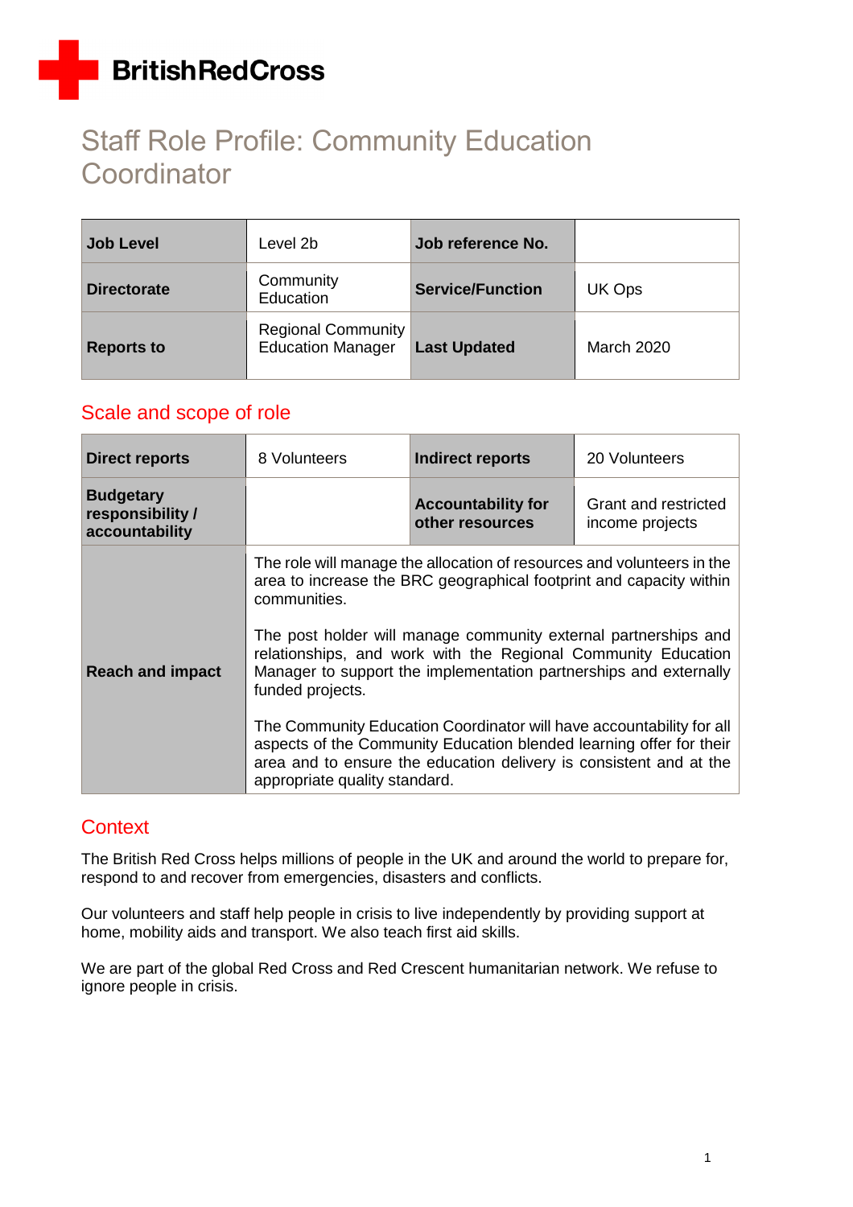British Red Cross

# Staff Role Profile: Community Education Coordinator

| Job Level | Level 2b | Job reference No. | |
|---|---|---|---|
| Directorate | Community Education | Service/Function | UK Ops |
| Reports to | Regional Community Education Manager | Last Updated | March 2020 |

## Scale and scope of role

| Direct reports | 8 Volunteers | Indirect reports | 20 Volunteers |
|---|---|---|---|
| Budgetary responsibility / accountability | | Accountability for other resources | Grant and restricted income projects |
| Reach and impact | The role will manage the allocation of resources and volunteers in the area to increase the BRC geographical footprint and capacity within communities.<br><br>The post holder will manage community external partnerships and relationships, and work with the Regional Community Education Manager to support the implementation partnerships and externally funded projects.<br><br>The Community Education Coordinator will have accountability for all aspects of the Community Education blended learning offer for their area and to ensure the education delivery is consistent and at the appropriate quality standard. | | |

## Context

The British Red Cross helps millions of people in the UK and around the world to prepare for, respond to and recover from emergencies, disasters and conflicts.

Our volunteers and staff help people in crisis to live independently by providing support at home, mobility aids and transport. We also teach first aid skills.

We are part of the global Red Cross and Red Crescent humanitarian network. We refuse to ignore people in crisis.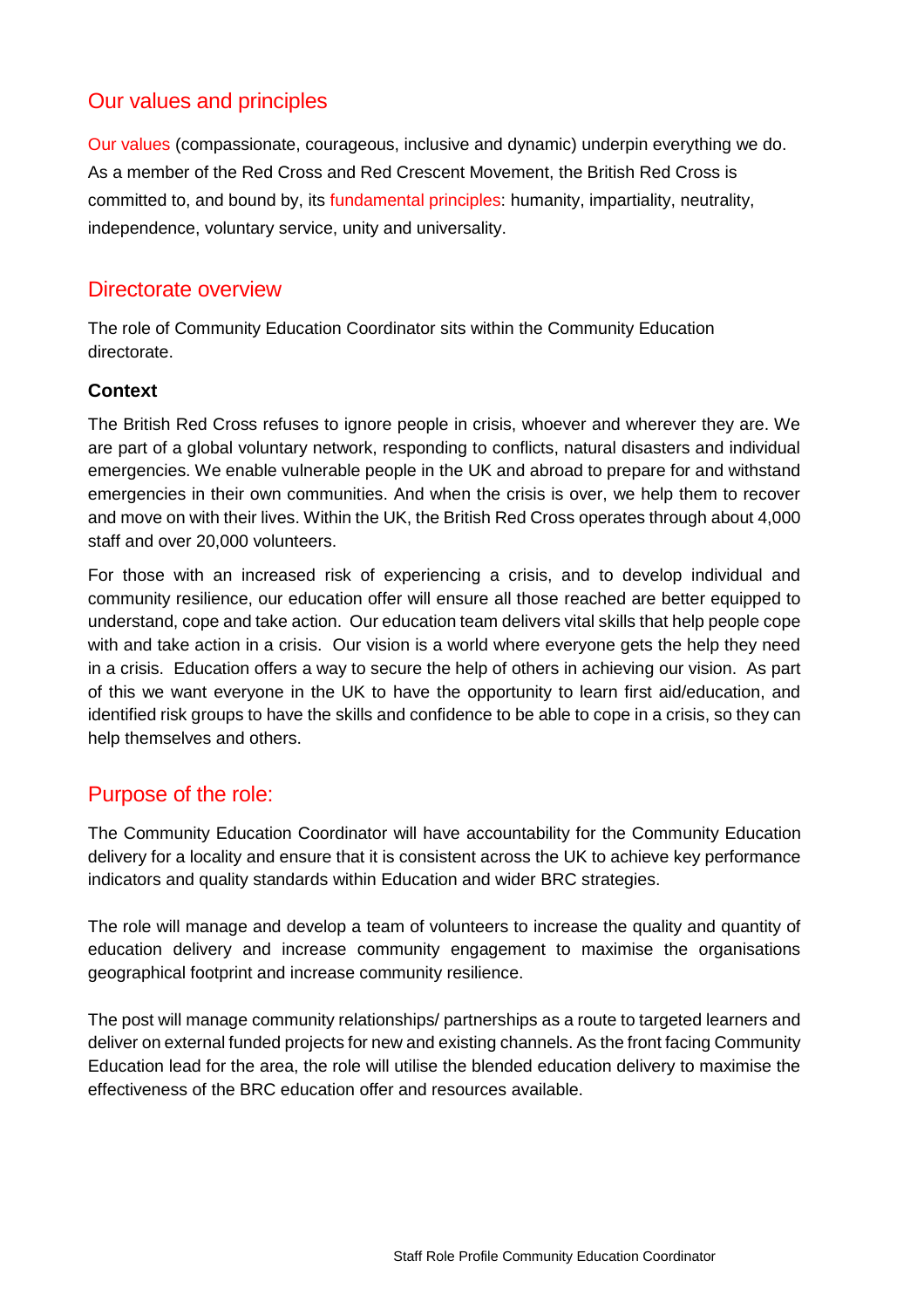## Our values and principles

Our values (compassionate, courageous, inclusive and dynamic) underpin everything we do. As a member of the Red Cross and Red Crescent Movement, the British Red Cross is committed to, and bound by, its fundamental principles: humanity, impartiality, neutrality, independence, voluntary service, unity and universality.

## Directorate overview

The role of Community Education Coordinator sits within the Community Education directorate.

**Context**

The British Red Cross refuses to ignore people in crisis, whoever and wherever they are. We are part of a global voluntary network, responding to conflicts, natural disasters and individual emergencies. We enable vulnerable people in the UK and abroad to prepare for and withstand emergencies in their own communities. And when the crisis is over, we help them to recover and move on with their lives. Within the UK, the British Red Cross operates through about 4,000 staff and over 20,000 volunteers.

For those with an increased risk of experiencing a crisis, and to develop individual and community resilience, our education offer will ensure all those reached are better equipped to understand, cope and take action. Our education team delivers vital skills that help people cope with and take action in a crisis. Our vision is a world where everyone gets the help they need in a crisis. Education offers a way to secure the help of others in achieving our vision. As part of this we want everyone in the UK to have the opportunity to learn first aid/education, and identified risk groups to have the skills and confidence to be able to cope in a crisis, so they can help themselves and others.

## Purpose of the role:

The Community Education Coordinator will have accountability for the Community Education delivery for a locality and ensure that it is consistent across the UK to achieve key performance indicators and quality standards within Education and wider BRC strategies.

The role will manage and develop a team of volunteers to increase the quality and quantity of education delivery and increase community engagement to maximise the organisations geographical footprint and increase community resilience.

The post will manage community relationships/ partnerships as a route to targeted learners and deliver on external funded projects for new and existing channels. As the front facing Community Education lead for the area, the role will utilise the blended education delivery to maximise the effectiveness of the BRC education offer and resources available.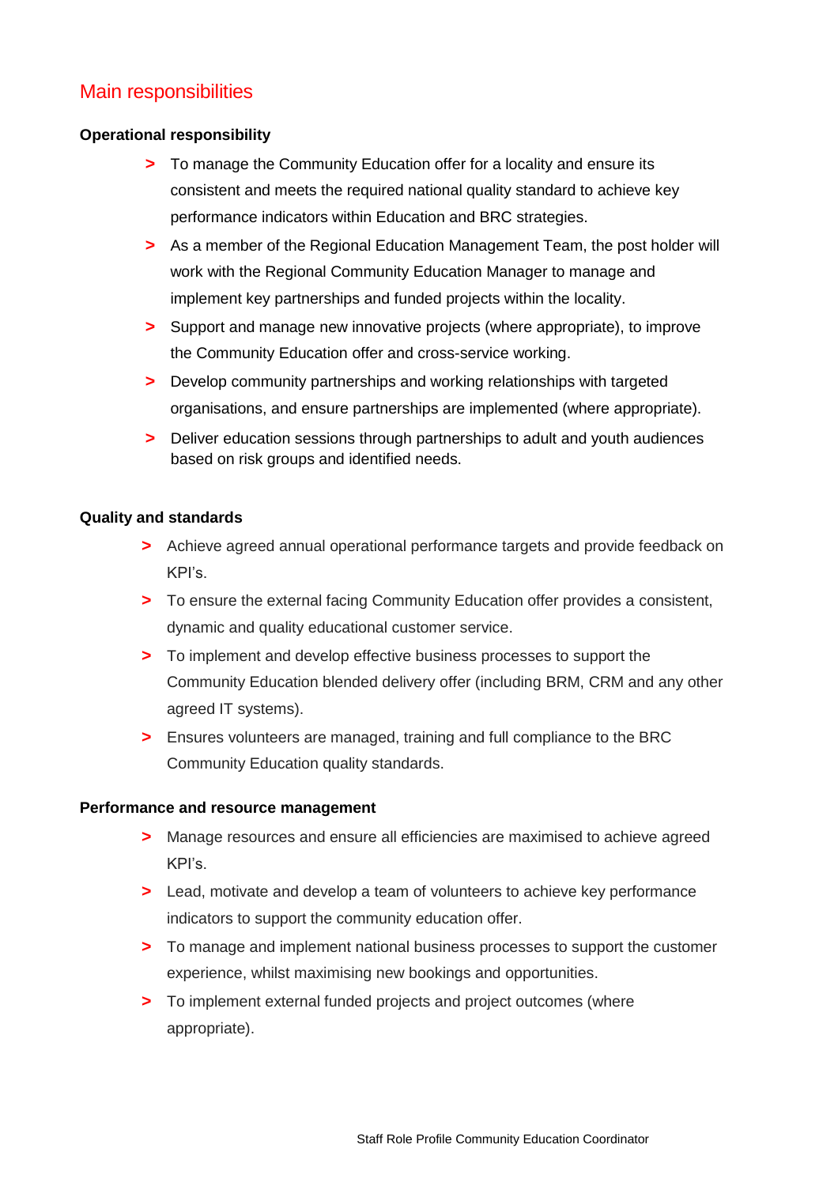## Main responsibilities

**Operational responsibility**

- To manage the Community Education offer for a locality and ensure its consistent and meets the required national quality standard to achieve key performance indicators within Education and BRC strategies.
- As a member of the Regional Education Management Team, the post holder will work with the Regional Community Education Manager to manage and implement key partnerships and funded projects within the locality.
- Support and manage new innovative projects (where appropriate), to improve the Community Education offer and cross-service working.
- Develop community partnerships and working relationships with targeted organisations, and ensure partnerships are implemented (where appropriate).
- Deliver education sessions through partnerships to adult and youth audiences based on risk groups and identified needs.

**Quality and standards**

- Achieve agreed annual operational performance targets and provide feedback on KPI's.
- To ensure the external facing Community Education offer provides a consistent, dynamic and quality educational customer service.
- To implement and develop effective business processes to support the Community Education blended delivery offer (including BRM, CRM and any other agreed IT systems).
- Ensures volunteers are managed, training and full compliance to the BRC Community Education quality standards.

**Performance and resource management**

- Manage resources and ensure all efficiencies are maximised to achieve agreed KPI's.
- Lead, motivate and develop a team of volunteers to achieve key performance indicators to support the community education offer.
- To manage and implement national business processes to support the customer experience, whilst maximising new bookings and opportunities.
- To implement external funded projects and project outcomes (where appropriate).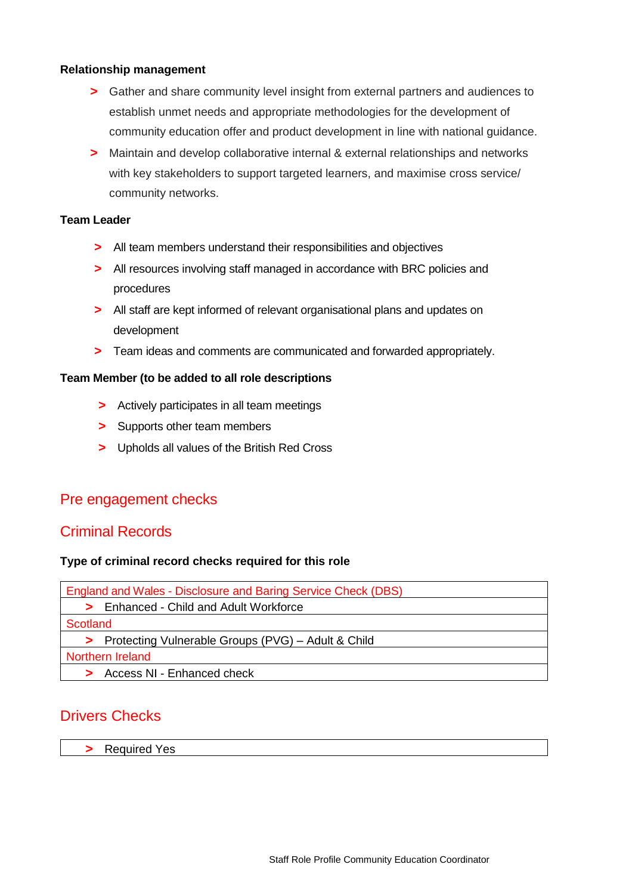**Relationship management**

- Gather and share community level insight from external partners and audiences to establish unmet needs and appropriate methodologies for the development of community education offer and product development in line with national guidance.
- Maintain and develop collaborative internal & external relationships and networks with key stakeholders to support targeted learners, and maximise cross service/ community networks.

**Team Leader**

- All team members understand their responsibilities and objectives
- All resources involving staff managed in accordance with BRC policies and procedures
- All staff are kept informed of relevant organisational plans and updates on development
- Team ideas and comments are communicated and forwarded appropriately.

**Team Member (to be added to all role descriptions)**

- Actively participates in all team meetings
- Supports other team members
- Upholds all values of the British Red Cross

## Pre engagement checks

## Criminal Records

**Type of criminal record checks required for this role**

| England and Wales - Disclosure and Baring Service Check (DBS) |
|---|
| > Enhanced - Child and Adult Workforce |
| Scotland |
| > Protecting Vulnerable Groups (PVG) – Adult & Child |
| Northern Ireland |
| > Access NI - Enhanced check |

## Drivers Checks

| > Required Yes |
|---|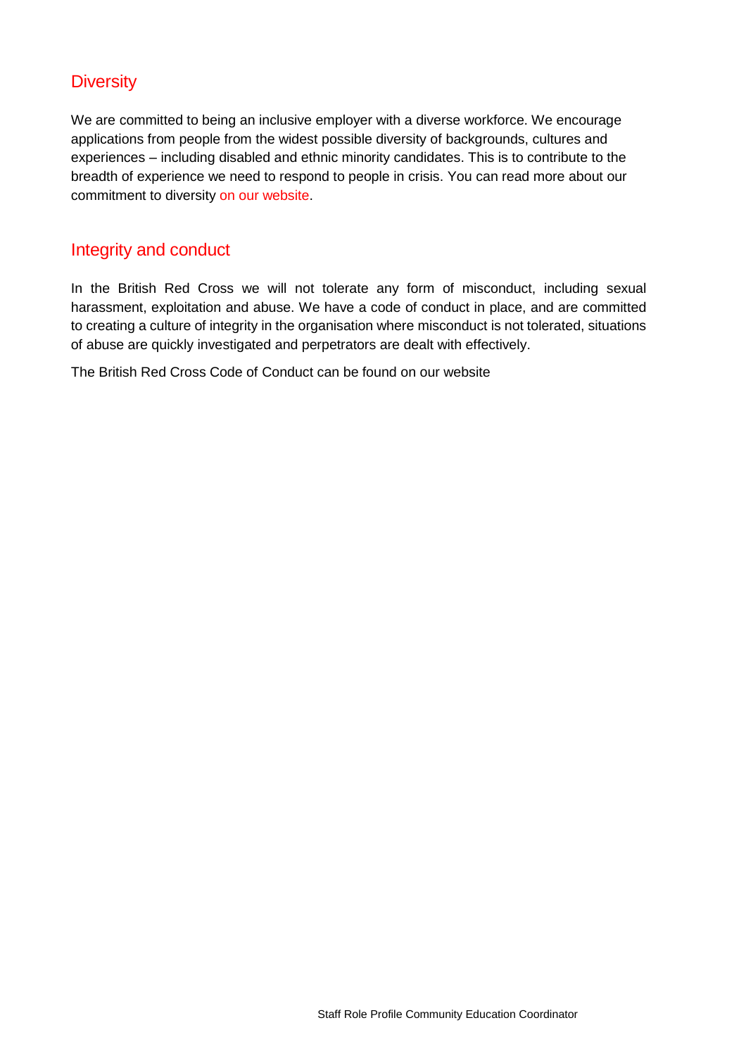## Diversity

We are committed to being an inclusive employer with a diverse workforce. We encourage applications from people from the widest possible diversity of backgrounds, cultures and experiences – including disabled and ethnic minority candidates. This is to contribute to the breadth of experience we need to respond to people in crisis. You can read more about our commitment to diversity on our website.

## Integrity and conduct

In the British Red Cross we will not tolerate any form of misconduct, including sexual harassment, exploitation and abuse. We have a code of conduct in place, and are committed to creating a culture of integrity in the organisation where misconduct is not tolerated, situations of abuse are quickly investigated and perpetrators are dealt with effectively.

The British Red Cross Code of Conduct can be found on our website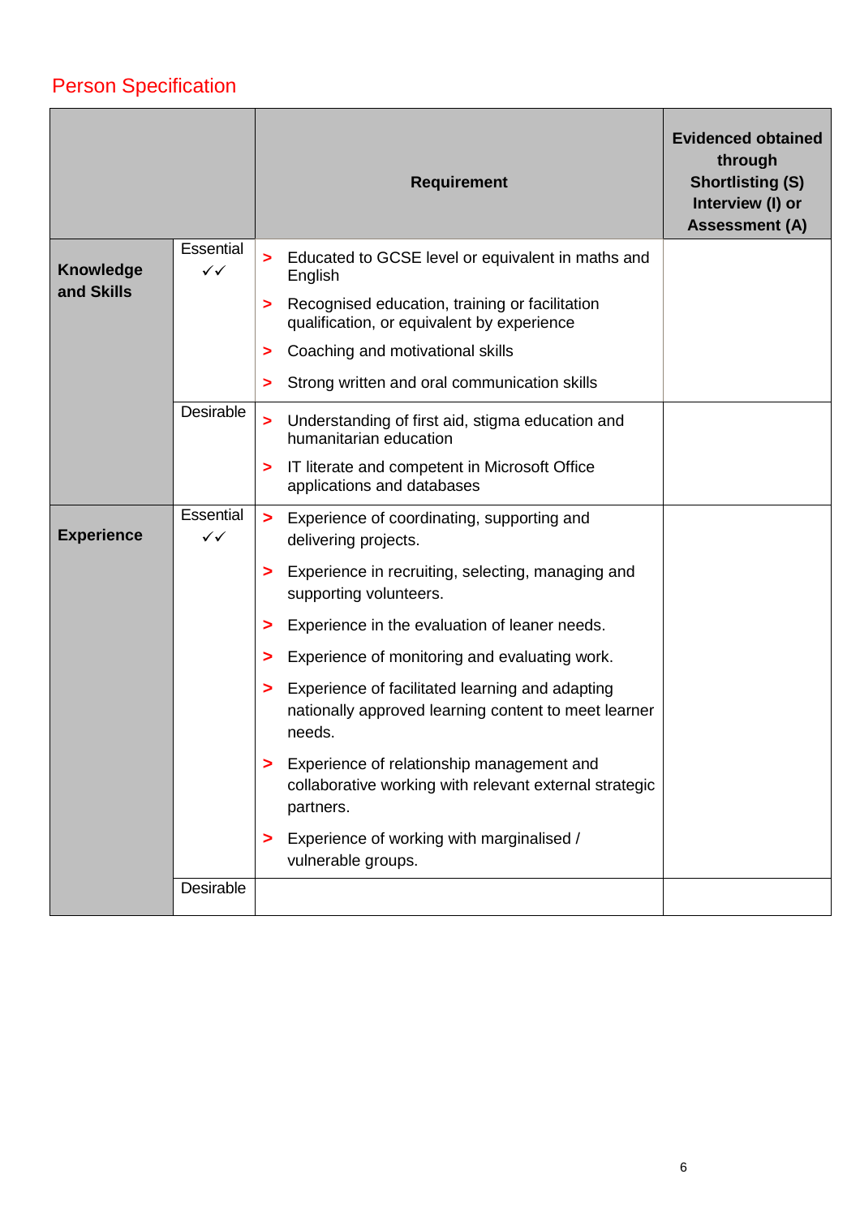## Person Specification

| | | Requirement | Evidenced obtained through Shortlisting (S) Interview (I) or Assessment (A) |
|---|---|---|---|
| **Knowledge and Skills** | Essential ✓✓ | > Educated to GCSE level or equivalent in maths and English<br>> Recognised education, training or facilitation qualification, or equivalent by experience<br>> Coaching and motivational skills<br>> Strong written and oral communication skills | |
| | Desirable | > Understanding of first aid, stigma education and humanitarian education<br>> IT literate and competent in Microsoft Office applications and databases | |
| **Experience** | Essential ✓✓ | > Experience of coordinating, supporting and delivering projects.<br>> Experience in recruiting, selecting, managing and supporting volunteers.<br>> Experience in the evaluation of leaner needs.<br>> Experience of monitoring and evaluating work.<br>> Experience of facilitated learning and adapting nationally approved learning content to meet learner needs.<br>> Experience of relationship management and collaborative working with relevant external strategic partners.<br>> Experience of working with marginalised / vulnerable groups. | |
| | Desirable | | |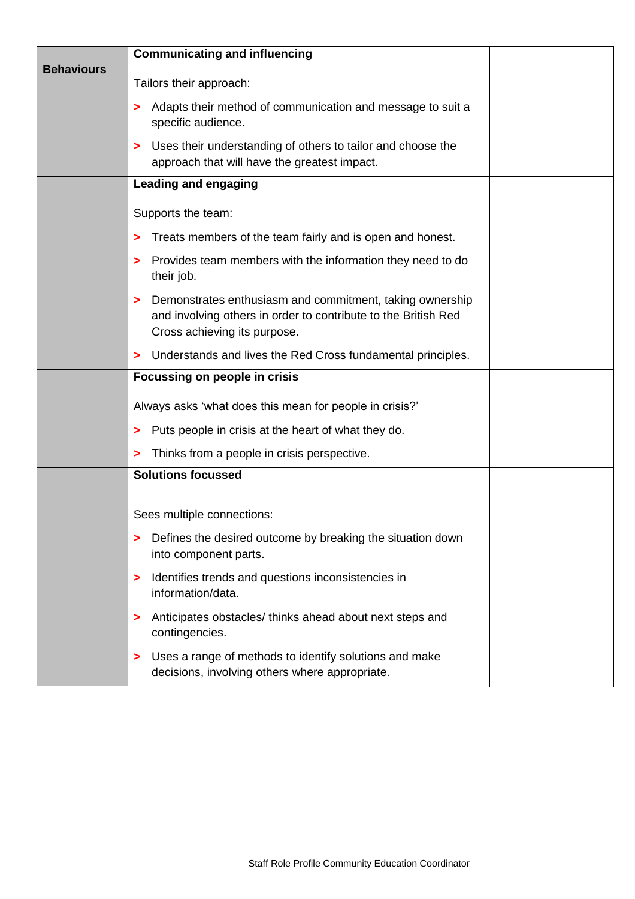| Behaviours | Criteria | |
|---|---|---|
| **Behaviours** | **Communicating and influencing**<br><br>Tailors their approach:<br><br>> Adapts their method of communication and message to suit a specific audience.<br><br>> Uses their understanding of others to tailor and choose the approach that will have the greatest impact. | |
| | **Leading and engaging**<br><br>Supports the team:<br><br>> Treats members of the team fairly and is open and honest.<br><br>> Provides team members with the information they need to do their job.<br><br>> Demonstrates enthusiasm and commitment, taking ownership and involving others in order to contribute to the British Red Cross achieving its purpose.<br><br>> Understands and lives the Red Cross fundamental principles. | |
| | **Focussing on people in crisis**<br><br>Always asks 'what does this mean for people in crisis?'<br><br>> Puts people in crisis at the heart of what they do.<br><br>> Thinks from a people in crisis perspective. | |
| | **Solutions focussed**<br><br>Sees multiple connections:<br><br>> Defines the desired outcome by breaking the situation down into component parts.<br><br>> Identifies trends and questions inconsistencies in information/data.<br><br>> Anticipates obstacles/ thinks ahead about next steps and contingencies.<br><br>> Uses a range of methods to identify solutions and make decisions, involving others where appropriate. | |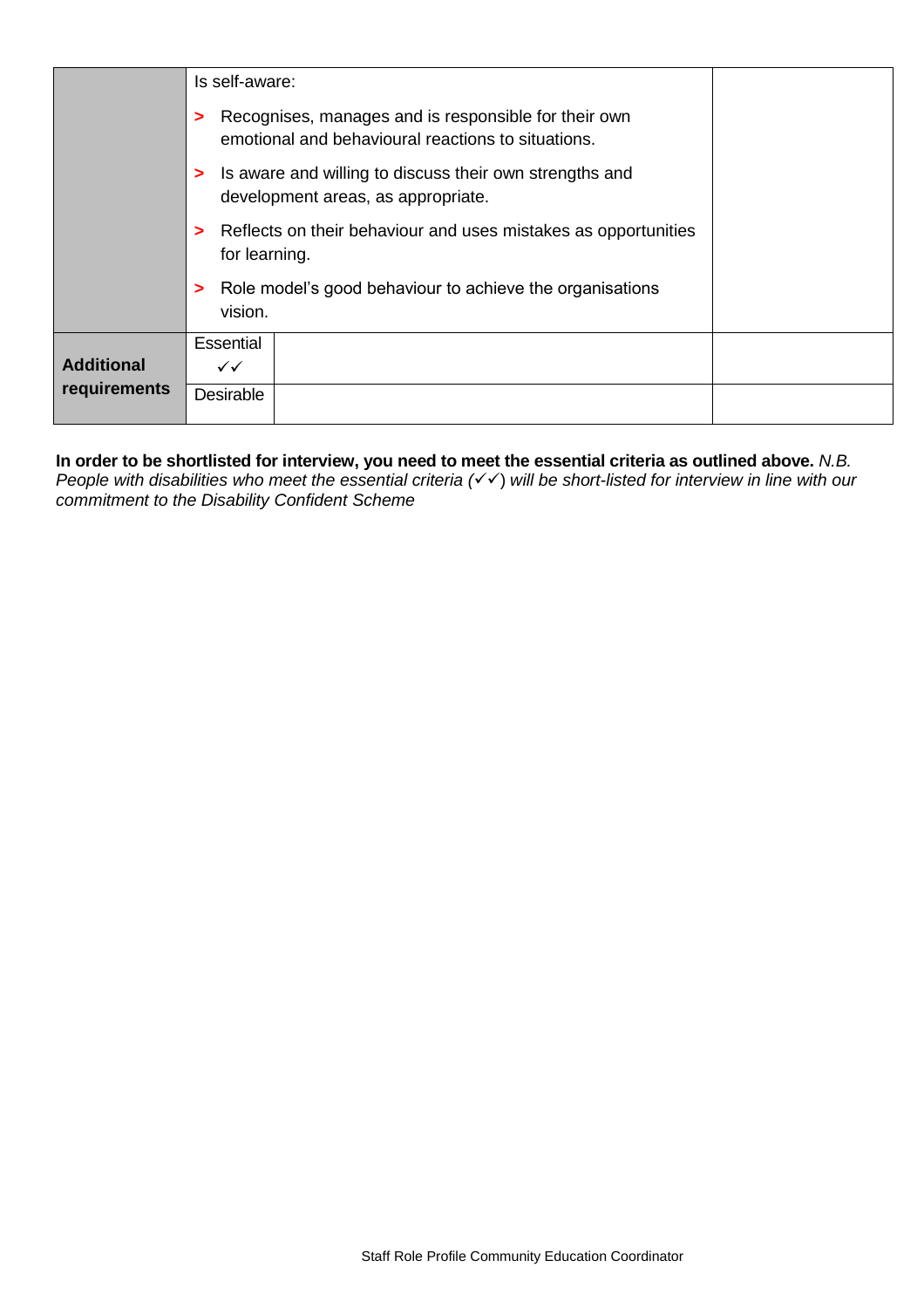| | | | |
|---|---|---|---|
| | Is self-aware:<br>> Recognises, manages and is responsible for their own emotional and behavioural reactions to situations.<br>> Is aware and willing to discuss their own strengths and development areas, as appropriate.<br>> Reflects on their behaviour and uses mistakes as opportunities for learning.<br>> Role model's good behaviour to achieve the organisations vision. | | |
| **Additional requirements** | Essential ✓✓ | | |
| | Desirable | | |

**In order to be shortlisted for interview, you need to meet the essential criteria as outlined above.** *N.B. People with disabilities who meet the essential criteria (✓✓) will be short-listed for interview in line with our commitment to the Disability Confident Scheme*